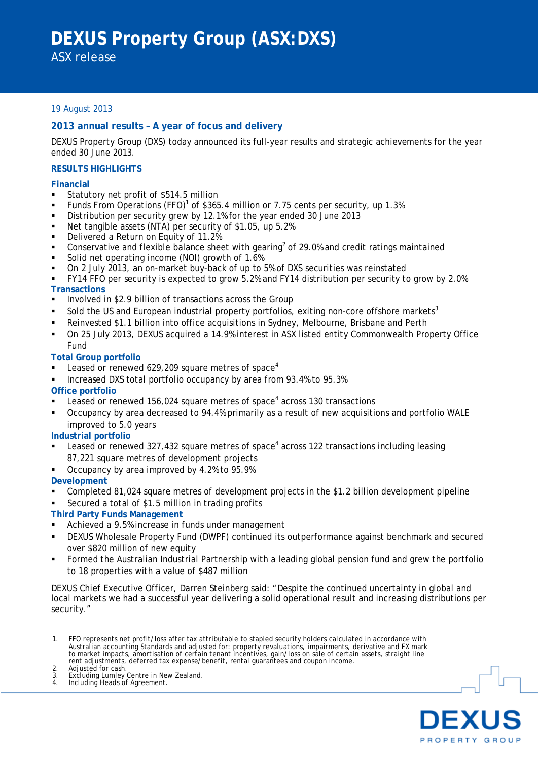# DEXUS Property Group (ASX:DXS)

ASX release

19 August 2013

## 2013 annual results – A year of focus and delivery

DEXUS Property Group (DXS) today announced its full-year results and strategic achievements for the year ended 30 June 2013.

### RESULTS HIGHLIGHTS

**Financial**

- Statutory net profit of $514.5 million
- Funds From Operations (FFO)[1] of $365.4 million or 7.75 cents per security, up 1.3%
- Distribution per security grew by 12.1% for the year ended 30 June 2013
- Net tangible assets (NTA) per security of $1.05, up 5.2%
- Delivered a Return on Equity of 11.2%
- Conservative and flexible balance sheet with gearing[2] of 29.0% and credit ratings maintained
- Solid net operating income (NOI) growth of 1.6%
- On 2 July 2013, an on-market buy-back of up to 5% of DXS securities was reinstated
- FY14 FFO per security is expected to grow 5.2% and FY14 distribution per security to grow by 2.0%

**Transactions**

- Involved in $2.9 billion of transactions across the Group
- Sold the US and European industrial property portfolios, exiting non-core offshore markets[3]
- Reinvested $1.1 billion into office acquisitions in Sydney, Melbourne, Brisbane and Perth
- On 25 July 2013, DEXUS acquired a 14.9% interest in ASX listed entity Commonwealth Property Office Fund

**Total Group portfolio**

- Leased or renewed 629,209 square metres of space[4]
- Increased DXS total portfolio occupancy by area from 93.4% to 95.3%

**Office portfolio**

- Leased or renewed 156,024 square metres of space[4] across 130 transactions
- Occupancy by area decreased to 94.4% primarily as a result of new acquisitions and portfolio WALE improved to 5.0 years

**Industrial portfolio**

- Leased or renewed 327,432 square metres of space[4] across 122 transactions including leasing 87,221 square metres of development projects
- Occupancy by area improved by 4.2% to 95.9%

**Development**

- Completed 81,024 square metres of development projects in the $1.2 billion development pipeline
- Secured a total of $1.5 million in trading profits

**Third Party Funds Management**

- Achieved a 9.5% increase in funds under management
- DEXUS Wholesale Property Fund (DWPF) continued its outperformance against benchmark and secured over $820 million of new equity
- Formed the Australian Industrial Partnership with a leading global pension fund and grew the portfolio to 18 properties with a value of $487 million

DEXUS Chief Executive Officer, Darren Steinberg said: "Despite the continued uncertainty in global and local markets we had a successful year delivering a solid operational result and increasing distributions per security."

1. FFO represents net profit/loss after tax attributable to stapled security holders calculated in accordance with Australian accounting Standards and adjusted for: property revaluations, impairments, derivative and FX mark to market impacts, amortisation of certain tenant incentives, gain/loss on sale of certain assets, straight line rent adjustments, deferred tax expense/benefit, rental guarantees and coupon income.
2. Adjusted for cash.
3. Excluding Lumley Centre in New Zealand.
4. Including Heads of Agreement.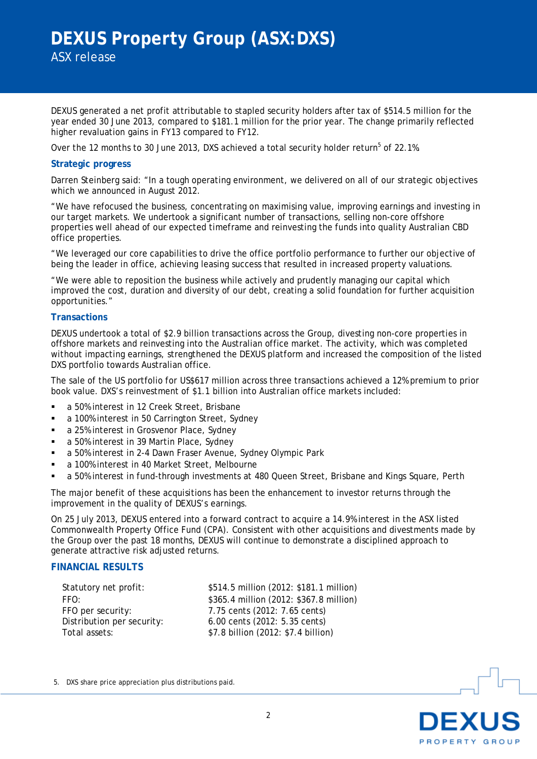DEXUS generated a net profit attributable to stapled security holders after tax of $514.5 million for the year ended 30 June 2013, compared to $181.1 million for the prior year. The change primarily reflected higher revaluation gains in FY13 compared to FY12.

Over the 12 months to 30 June 2013, DXS achieved a total security holder return[5] of 22.1%.

### Strategic progress

Darren Steinberg said: "In a tough operating environment, we delivered on all of our strategic objectives which we announced in August 2012.

"We have refocused the business, concentrating on maximising value, improving earnings and investing in our target markets. We undertook a significant number of transactions, selling non-core offshore properties well ahead of our expected timeframe and reinvesting the funds into quality Australian CBD office properties.

"We leveraged our core capabilities to drive the office portfolio performance to further our objective of being the leader in office, achieving leasing success that resulted in increased property valuations.

"We were able to reposition the business while actively and prudently managing our capital which improved the cost, duration and diversity of our debt, creating a solid foundation for further acquisition opportunities."

### Transactions

DEXUS undertook a total of $2.9 billion transactions across the Group, divesting non-core properties in offshore markets and reinvesting into the Australian office market. The activity, which was completed without impacting earnings, strengthened the DEXUS platform and increased the composition of the listed DXS portfolio towards Australian office.

The sale of the US portfolio for US$617 million across three transactions achieved a 12% premium to prior book value. DXS's reinvestment of $1.1 billion into Australian office markets included:

- a 50% interest in 12 Creek Street, Brisbane
- a 100% interest in 50 Carrington Street, Sydney
- a 25% interest in Grosvenor Place, Sydney
- a 50% interest in 39 Martin Place, Sydney
- a 50% interest in 2-4 Dawn Fraser Avenue, Sydney Olympic Park
- a 100% interest in 40 Market Street, Melbourne
- a 50% interest in fund-through investments at 480 Queen Street, Brisbane and Kings Square, Perth

The major benefit of these acquisitions has been the enhancement to investor returns through the improvement in the quality of DEXUS's earnings.

On 25 July 2013, DEXUS entered into a forward contract to acquire a 14.9% interest in the ASX listed Commonwealth Property Office Fund (CPA). Consistent with other acquisitions and divestments made by the Group over the past 18 months, DEXUS will continue to demonstrate a disciplined approach to generate attractive risk adjusted returns.

## FINANCIAL RESULTS

| | |
|---|---|
| Statutory net profit: | $514.5 million (2012: $181.1 million) |
| FFO: | $365.4 million (2012: $367.8 million) |
| FFO per security: | 7.75 cents (2012: 7.65 cents) |
| Distribution per security: | 6.00 cents (2012: 5.35 cents) |
| Total assets: | $7.8 billion (2012: $7.4 billion) |

5. DXS share price appreciation plus distributions paid.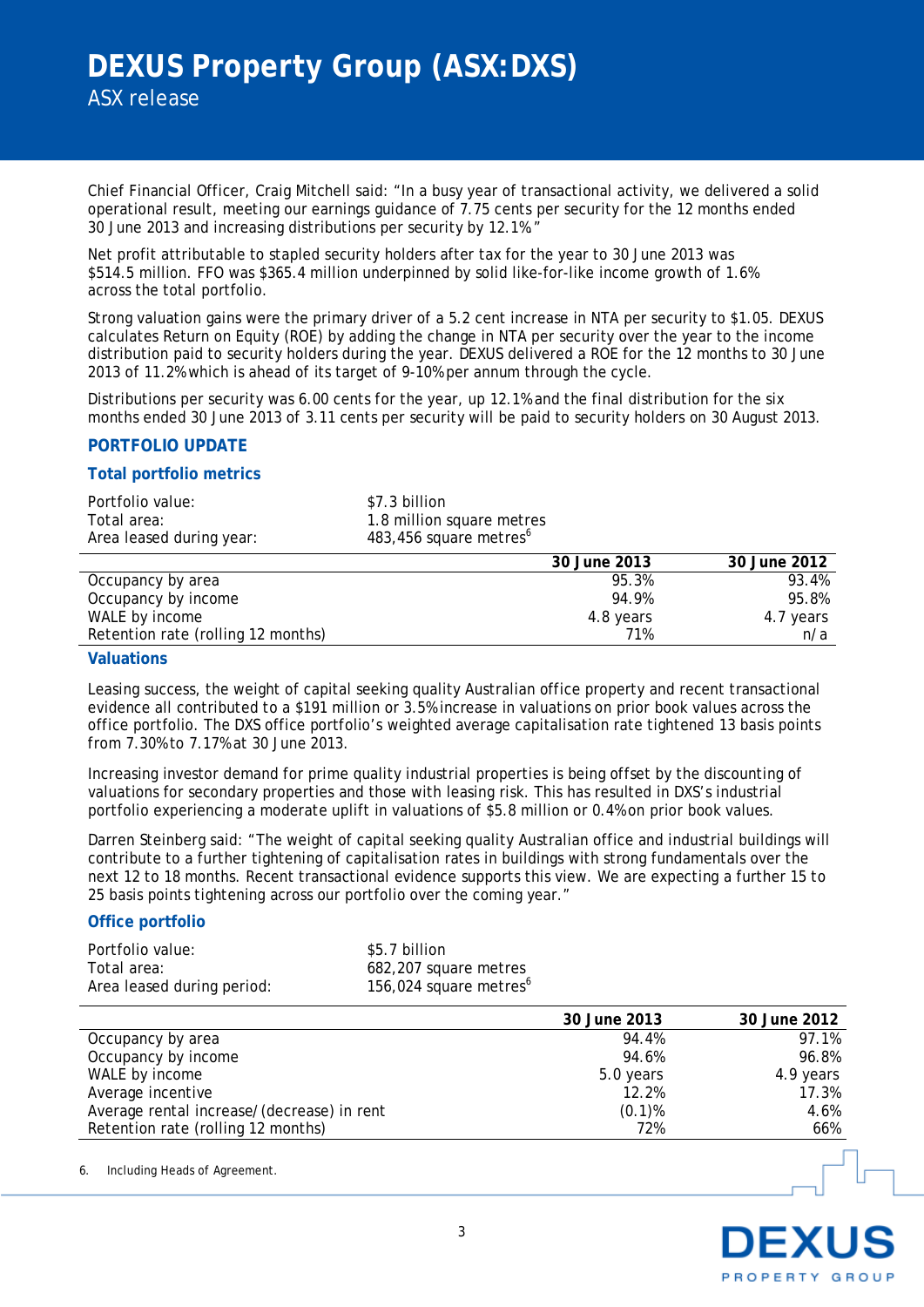Chief Financial Officer, Craig Mitchell said: "In a busy year of transactional activity, we delivered a solid operational result, meeting our earnings guidance of 7.75 cents per security for the 12 months ended 30 June 2013 and increasing distributions per security by 12.1%."

Net profit attributable to stapled security holders after tax for the year to 30 June 2013 was $514.5 million. FFO was $365.4 million underpinned by solid like-for-like income growth of 1.6% across the total portfolio.

Strong valuation gains were the primary driver of a 5.2 cent increase in NTA per security to $1.05. DEXUS calculates Return on Equity (ROE) by adding the change in NTA per security over the year to the income distribution paid to security holders during the year. DEXUS delivered a ROE for the 12 months to 30 June 2013 of 11.2% which is ahead of its target of 9-10% per annum through the cycle.

Distributions per security was 6.00 cents for the year, up 12.1% and the final distribution for the six months ended 30 June 2013 of 3.11 cents per security will be paid to security holders on 30 August 2013.

## PORTFOLIO UPDATE

### Total portfolio metrics

Portfolio value: $7.3 billion
Total area: 1.8 million square metres
Area leased during year: 483,456 square metres[6]

| | 30 June 2013 | 30 June 2012 |
|---|---|---|
| Occupancy by area | 95.3% | 93.4% |
| Occupancy by income | 94.9% | 95.8% |
| WALE by income | 4.8 years | 4.7 years |
| Retention rate (rolling 12 months) | 71% | n/a |

### Valuations

Leasing success, the weight of capital seeking quality Australian office property and recent transactional evidence all contributed to a $191 million or 3.5% increase in valuations on prior book values across the office portfolio. The DXS office portfolio's weighted average capitalisation rate tightened 13 basis points from 7.30% to 7.17% at 30 June 2013.

Increasing investor demand for prime quality industrial properties is being offset by the discounting of valuations for secondary properties and those with leasing risk. This has resulted in DXS's industrial portfolio experiencing a moderate uplift in valuations of $5.8 million or 0.4% on prior book values.

Darren Steinberg said: "The weight of capital seeking quality Australian office and industrial buildings will contribute to a further tightening of capitalisation rates in buildings with strong fundamentals over the next 12 to 18 months. Recent transactional evidence supports this view. We are expecting a further 15 to 25 basis points tightening across our portfolio over the coming year."

### Office portfolio

Portfolio value: $5.7 billion
Total area: 682,207 square metres
Area leased during period: 156,024 square metres[6]

| | 30 June 2013 | 30 June 2012 |
|---|---|---|
| Occupancy by area | 94.4% | 97.1% |
| Occupancy by income | 94.6% | 96.8% |
| WALE by income | 5.0 years | 4.9 years |
| Average incentive | 12.2% | 17.3% |
| Average rental increase/(decrease) in rent | (0.1)% | 4.6% |
| Retention rate (rolling 12 months) | 72% | 66% |

6. Including Heads of Agreement.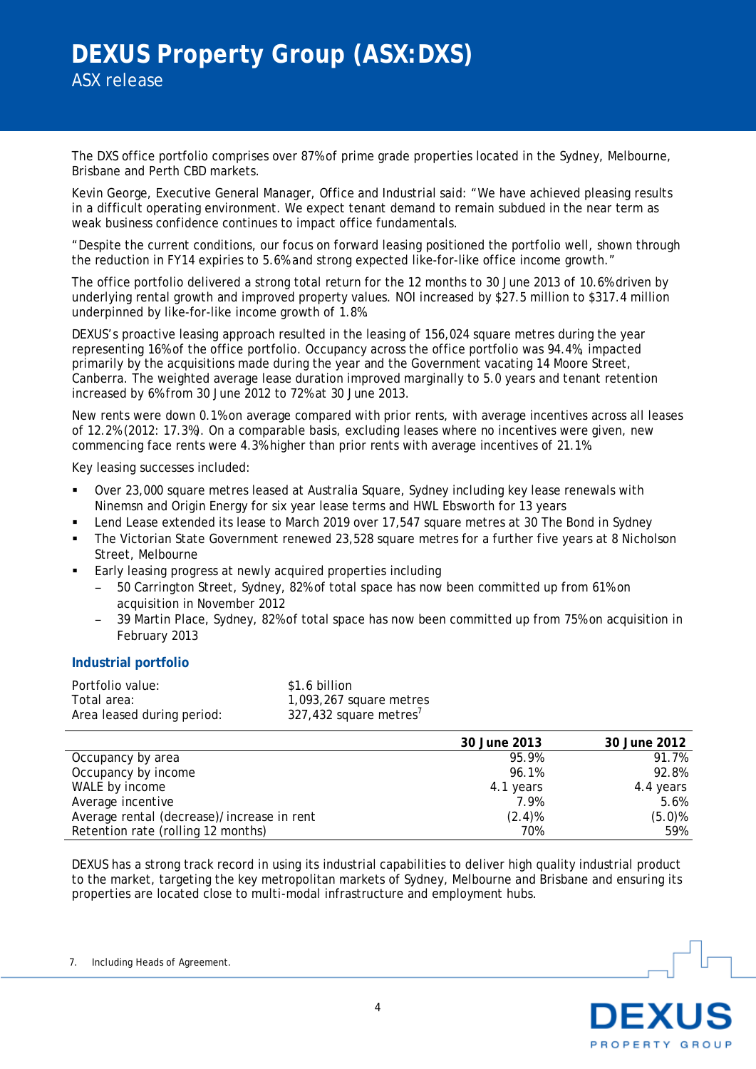The DXS office portfolio comprises over 87% of prime grade properties located in the Sydney, Melbourne, Brisbane and Perth CBD markets.

Kevin George, Executive General Manager, Office and Industrial said: "We have achieved pleasing results in a difficult operating environment. We expect tenant demand to remain subdued in the near term as weak business confidence continues to impact office fundamentals.

"Despite the current conditions, our focus on forward leasing positioned the portfolio well, shown through the reduction in FY14 expiries to 5.6% and strong expected like-for-like office income growth."

The office portfolio delivered a strong total return for the 12 months to 30 June 2013 of 10.6% driven by underlying rental growth and improved property values. NOI increased by $27.5 million to $317.4 million underpinned by like-for-like income growth of 1.8%.

DEXUS's proactive leasing approach resulted in the leasing of 156,024 square metres during the year representing 16% of the office portfolio. Occupancy across the office portfolio was 94.4%, impacted primarily by the acquisitions made during the year and the Government vacating 14 Moore Street, Canberra. The weighted average lease duration improved marginally to 5.0 years and tenant retention increased by 6% from 30 June 2012 to 72% at 30 June 2013.

New rents were down 0.1% on average compared with prior rents, with average incentives across all leases of 12.2% (2012: 17.3%). On a comparable basis, excluding leases where no incentives were given, new commencing face rents were 4.3% higher than prior rents with average incentives of 21.1%.

Key leasing successes included:

- Over 23,000 square metres leased at Australia Square, Sydney including key lease renewals with Ninemsn and Origin Energy for six year lease terms and HWL Ebsworth for 13 years
- Lend Lease extended its lease to March 2019 over 17,547 square metres at 30 The Bond in Sydney
- The Victorian State Government renewed 23,528 square metres for a further five years at 8 Nicholson Street, Melbourne
- Early leasing progress at newly acquired properties including
  - 50 Carrington Street, Sydney, 82% of total space has now been committed up from 61% on acquisition in November 2012
  - 39 Martin Place, Sydney, 82% of total space has now been committed up from 75% on acquisition in February 2013

### Industrial portfolio

Portfolio value: $1.6 billion
Total area: 1,093,267 square metres
Area leased during period: 327,432 square metres[7]

| | 30 June 2013 | 30 June 2012 |
|---|---|---|
| Occupancy by area | 95.9% | 91.7% |
| Occupancy by income | 96.1% | 92.8% |
| WALE by income | 4.1 years | 4.4 years |
| Average incentive | 7.9% | 5.6% |
| Average rental (decrease)/increase in rent | (2.4)% | (5.0)% |
| Retention rate (rolling 12 months) | 70% | 59% |

DEXUS has a strong track record in using its industrial capabilities to deliver high quality industrial product to the market, targeting the key metropolitan markets of Sydney, Melbourne and Brisbane and ensuring its properties are located close to multi-modal infrastructure and employment hubs.

7. Including Heads of Agreement.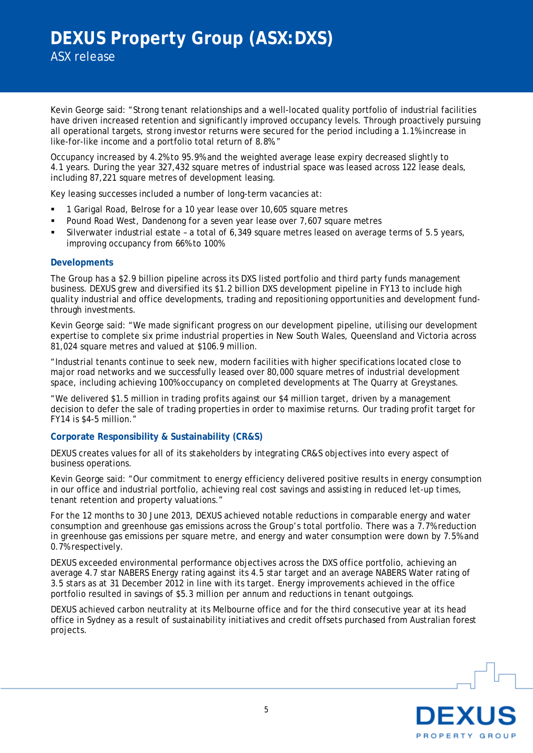Kevin George said: "Strong tenant relationships and a well-located quality portfolio of industrial facilities have driven increased retention and significantly improved occupancy levels. Through proactively pursuing all operational targets, strong investor returns were secured for the period including a 1.1% increase in like-for-like income and a portfolio total return of 8.8%."

Occupancy increased by 4.2% to 95.9% and the weighted average lease expiry decreased slightly to 4.1 years. During the year 327,432 square metres of industrial space was leased across 122 lease deals, including 87,221 square metres of development leasing.

Key leasing successes included a number of long-term vacancies at:

- 1 Garigal Road, Belrose for a 10 year lease over 10,605 square metres
- Pound Road West, Dandenong for a seven year lease over 7,607 square metres
- Silverwater industrial estate – a total of 6,349 square metres leased on average terms of 5.5 years, improving occupancy from 66% to 100%

### Developments

The Group has a $2.9 billion pipeline across its DXS listed portfolio and third party funds management business. DEXUS grew and diversified its $1.2 billion DXS development pipeline in FY13 to include high quality industrial and office developments, trading and repositioning opportunities and development fund-through investments.

Kevin George said: "We made significant progress on our development pipeline, utilising our development expertise to complete six prime industrial properties in New South Wales, Queensland and Victoria across 81,024 square metres and valued at $106.9 million.

"Industrial tenants continue to seek new, modern facilities with higher specifications located close to major road networks and we successfully leased over 80,000 square metres of industrial development space, including achieving 100% occupancy on completed developments at The Quarry at Greystanes.

"We delivered $1.5 million in trading profits against our $4 million target, driven by a management decision to defer the sale of trading properties in order to maximise returns. Our trading profit target for FY14 is $4-5 million."

### Corporate Responsibility & Sustainability (CR&S)

DEXUS creates values for all of its stakeholders by integrating CR&S objectives into every aspect of business operations.

Kevin George said: "Our commitment to energy efficiency delivered positive results in energy consumption in our office and industrial portfolio, achieving real cost savings and assisting in reduced let-up times, tenant retention and property valuations."

For the 12 months to 30 June 2013, DEXUS achieved notable reductions in comparable energy and water consumption and greenhouse gas emissions across the Group's total portfolio. There was a 7.7% reduction in greenhouse gas emissions per square metre, and energy and water consumption were down by 7.5% and 0.7% respectively.

DEXUS exceeded environmental performance objectives across the DXS office portfolio, achieving an average 4.7 star NABERS Energy rating against its 4.5 star target and an average NABERS Water rating of 3.5 stars as at 31 December 2012 in line with its target. Energy improvements achieved in the office portfolio resulted in savings of $5.3 million per annum and reductions in tenant outgoings.

DEXUS achieved carbon neutrality at its Melbourne office and for the third consecutive year at its head office in Sydney as a result of sustainability initiatives and credit offsets purchased from Australian forest projects.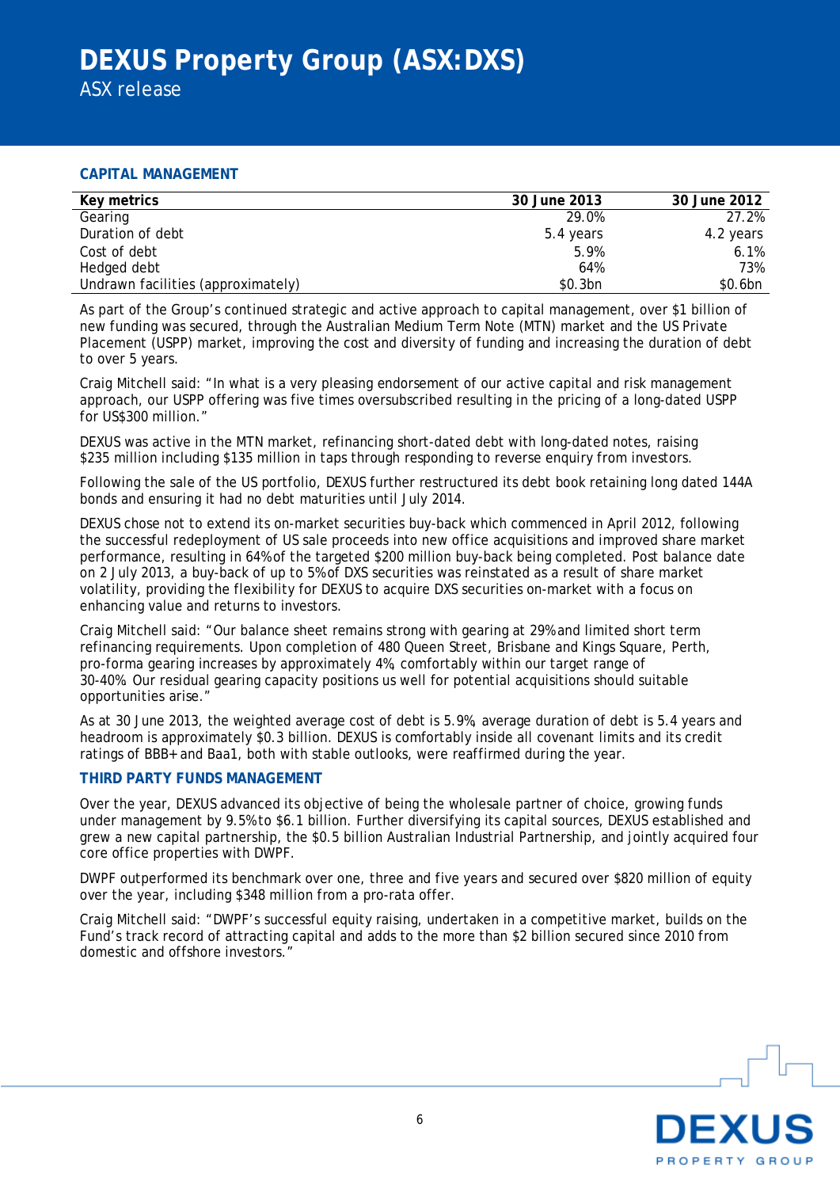## CAPITAL MANAGEMENT

| Key metrics | 30 June 2013 | 30 June 2012 |
|---|---|---|
| Gearing | 29.0% | 27.2% |
| Duration of debt | 5.4 years | 4.2 years |
| Cost of debt | 5.9% | 6.1% |
| Hedged debt | 64% | 73% |
| Undrawn facilities (approximately) | $0.3bn | $0.6bn |

As part of the Group's continued strategic and active approach to capital management, over $1 billion of new funding was secured, through the Australian Medium Term Note (MTN) market and the US Private Placement (USPP) market, improving the cost and diversity of funding and increasing the duration of debt to over 5 years.

Craig Mitchell said: "In what is a very pleasing endorsement of our active capital and risk management approach, our USPP offering was five times oversubscribed resulting in the pricing of a long-dated USPP for US$300 million."

DEXUS was active in the MTN market, refinancing short-dated debt with long-dated notes, raising $235 million including $135 million in taps through responding to reverse enquiry from investors.

Following the sale of the US portfolio, DEXUS further restructured its debt book retaining long dated 144A bonds and ensuring it had no debt maturities until July 2014.

DEXUS chose not to extend its on-market securities buy-back which commenced in April 2012, following the successful redeployment of US sale proceeds into new office acquisitions and improved share market performance, resulting in 64% of the targeted $200 million buy-back being completed. Post balance date on 2 July 2013, a buy-back of up to 5% of DXS securities was reinstated as a result of share market volatility, providing the flexibility for DEXUS to acquire DXS securities on-market with a focus on enhancing value and returns to investors.

Craig Mitchell said: "Our balance sheet remains strong with gearing at 29% and limited short term refinancing requirements. Upon completion of 480 Queen Street, Brisbane and Kings Square, Perth, pro-forma gearing increases by approximately 4%, comfortably within our target range of 30-40%. Our residual gearing capacity positions us well for potential acquisitions should suitable opportunities arise."

As at 30 June 2013, the weighted average cost of debt is 5.9%, average duration of debt is 5.4 years and headroom is approximately $0.3 billion. DEXUS is comfortably inside all covenant limits and its credit ratings of BBB+ and Baa1, both with stable outlooks, were reaffirmed during the year.

## THIRD PARTY FUNDS MANAGEMENT

Over the year, DEXUS advanced its objective of being the wholesale partner of choice, growing funds under management by 9.5% to $6.1 billion. Further diversifying its capital sources, DEXUS established and grew a new capital partnership, the $0.5 billion Australian Industrial Partnership, and jointly acquired four core office properties with DWPF.

DWPF outperformed its benchmark over one, three and five years and secured over $820 million of equity over the year, including $348 million from a pro-rata offer.

Craig Mitchell said: "DWPF's successful equity raising, undertaken in a competitive market, builds on the Fund's track record of attracting capital and adds to the more than $2 billion secured since 2010 from domestic and offshore investors."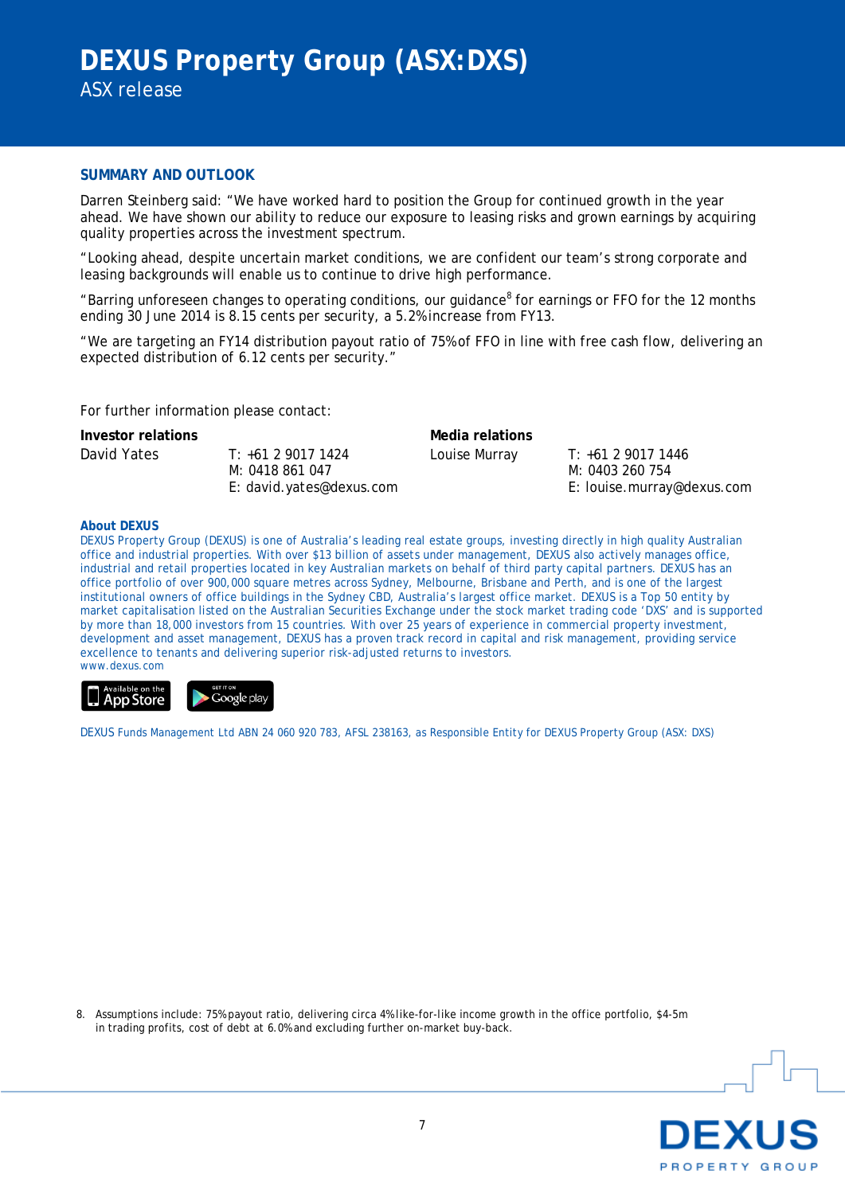# DEXUS Property Group (ASX:DXS)

ASX release

## SUMMARY AND OUTLOOK

Darren Steinberg said: "We have worked hard to position the Group for continued growth in the year ahead. We have shown our ability to reduce our exposure to leasing risks and grown earnings by acquiring quality properties across the investment spectrum.

"Looking ahead, despite uncertain market conditions, we are confident our team's strong corporate and leasing backgrounds will enable us to continue to drive high performance.

"Barring unforeseen changes to operating conditions, our guidance[8] for earnings or FFO for the 12 months ending 30 June 2014 is 8.15 cents per security, a 5.2% increase from FY13.

"We are targeting an FY14 distribution payout ratio of 75% of FFO in line with free cash flow, delivering an expected distribution of 6.12 cents per security."

For further information please contact:

**Investor relations**

David Yates
T: +61 2 9017 1424
M: 0418 861 047
E: david.yates@dexus.com

**Media relations**

Louise Murray
T: +61 2 9017 1446
M: 0403 260 754
E: louise.murray@dexus.com

**About DEXUS**

DEXUS Property Group (DEXUS) is one of Australia's leading real estate groups, investing directly in high quality Australian office and industrial properties. With over $13 billion of assets under management, DEXUS also actively manages office, industrial and retail properties located in key Australian markets on behalf of third party capital partners. DEXUS has an office portfolio of over 900,000 square metres across Sydney, Melbourne, Brisbane and Perth, and is one of the largest institutional owners of office buildings in the Sydney CBD, Australia's largest office market. DEXUS is a Top 50 entity by market capitalisation listed on the Australian Securities Exchange under the stock market trading code 'DXS' and is supported by more than 18,000 investors from 15 countries. With over 25 years of experience in commercial property investment, development and asset management, DEXUS has a proven track record in capital and risk management, providing service excellence to tenants and delivering superior risk-adjusted returns to investors.
www.dexus.com

Available on the App Store | GET IT ON Google play

DEXUS Funds Management Ltd ABN 24 060 920 783, AFSL 238163, as Responsible Entity for DEXUS Property Group (ASX: DXS)

8. Assumptions include: 75% payout ratio, delivering circa 4% like-for-like income growth in the office portfolio, $4-5m in trading profits, cost of debt at 6.0% and excluding further on-market buy-back.